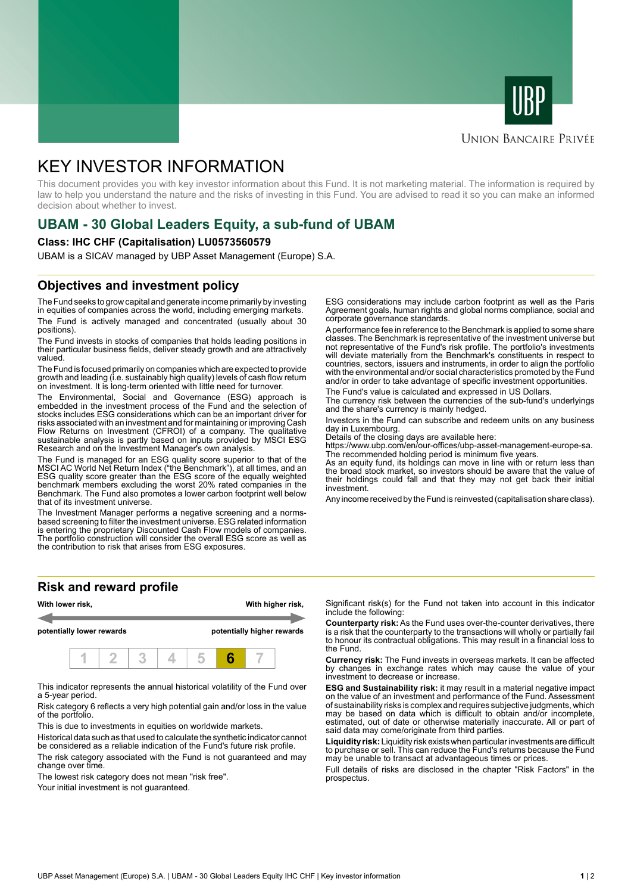UBP

Union Bancaire Privée

# KEY INVESTOR INFORMATION

This document provides you with key investor information about this Fund. It is not marketing material. The information is required by law to help you understand the nature and the risks of investing in this Fund. You are advised to read it so you can make an informed decision about whether to invest.

## UBAM - 30 Global Leaders Equity, a sub-fund of UBAM

**Class: IHC CHF (Capitalisation) LU0573560579**

UBAM is a SICAV managed by UBP Asset Management (Europe) S.A.

## Objectives and investment policy

The Fund seeks to grow capital and generate income primarily by investing in equities of companies across the world, including emerging markets.

The Fund is actively managed and concentrated (usually about 30 positions).

The Fund invests in stocks of companies that holds leading positions in their particular business fields, deliver steady growth and are attractively valued.

The Fund is focused primarily on companies which are expected to provide growth and leading (i.e. sustainably high quality) levels of cash flow return on investment. It is long-term oriented with little need for turnover.

The Environmental, Social and Governance (ESG) approach is embedded in the investment process of the Fund and the selection of stocks includes ESG considerations which can be an important driver for risks associated with an investment and for maintaining or improving Cash Flow Returns on Investment (CFROI) of a company. The qualitative sustainable analysis is partly based on inputs provided by MSCI ESG Research and on the Investment Manager's own analysis.

The Fund is managed for an ESG quality score superior to that of the MSCI AC World Net Return Index ("the Benchmark"), at all times, and an ESG quality score greater than the ESG score of the equally weighted benchmark members excluding the worst 20% rated companies in the Benchmark. The Fund also promotes a lower carbon footprint well below that of its investment universe.

The Investment Manager performs a negative screening and a norms-based screening to filter the investment universe. ESG related information is entering the proprietary Discounted Cash Flow models of companies. The portfolio construction will consider the overall ESG score as well as the contribution to risk that arises from ESG exposures.

ESG considerations may include carbon footprint as well as the Paris Agreement goals, human rights and global norms compliance, social and corporate governance standards.

A performance fee in reference to the Benchmark is applied to some share classes. The Benchmark is representative of the investment universe but not representative of the Fund's risk profile. The portfolio's investments will deviate materially from the Benchmark's constituents in respect to countries, sectors, issuers and instruments, in order to align the portfolio with the environmental and/or social characteristics promoted by the Fund and/or in order to take advantage of specific investment opportunities.

The Fund's value is calculated and expressed in US Dollars.

The currency risk between the currencies of the sub-fund's underlyings and the share's currency is mainly hedged.

Investors in the Fund can subscribe and redeem units on any business day in Luxembourg.

Details of the closing days are available here: https://www.ubp.com/en/our-offices/ubp-asset-management-europe-sa.

The recommended holding period is minimum five years.

As an equity fund, its holdings can move in line with or return less than the broad stock market, so investors should be aware that the value of their holdings could fall and that they may not get back their initial investment.

Any income received by the Fund is reinvested (capitalisation share class).

## Risk and reward profile

**With lower risk,** **potentially lower rewards** — **With higher risk,** **potentially higher rewards**

| 1 | 2 | 3 | 4 | 5 | **6** | 7 |
|---|---|---|---|---|---|---|

This indicator represents the annual historical volatility of the Fund over a 5-year period.

Risk category 6 reflects a very high potential gain and/or loss in the value of the portfolio.

This is due to investments in equities on worldwide markets.

Historical data such as that used to calculate the synthetic indicator cannot be considered as a reliable indication of the Fund's future risk profile.

The risk category associated with the Fund is not guaranteed and may change over time.

The lowest risk category does not mean "risk free".

Your initial investment is not guaranteed.

Significant risk(s) for the Fund not taken into account in this indicator include the following:

**Counterparty risk:** As the Fund uses over-the-counter derivatives, there is a risk that the counterparty to the transactions will wholly or partially fail to honour its contractual obligations. This may result in a financial loss to the Fund.

**Currency risk:** The Fund invests in overseas markets. It can be affected by changes in exchange rates which may cause the value of your investment to decrease or increase.

**ESG and Sustainability risk:** it may result in a material negative impact on the value of an investment and performance of the Fund. Assessment of sustainability risks is complex and requires subjective judgments, which may be based on data which is difficult to obtain and/or incomplete, estimated, out of date or otherwise materially inaccurate. All or part of said data may come/originate from third parties.

**Liquidity risk:** Liquidity risk exists when particular investments are difficult to purchase or sell. This can reduce the Fund's returns because the Fund may be unable to transact at advantageous times or prices.

Full details of risks are disclosed in the chapter "Risk Factors" in the prospectus.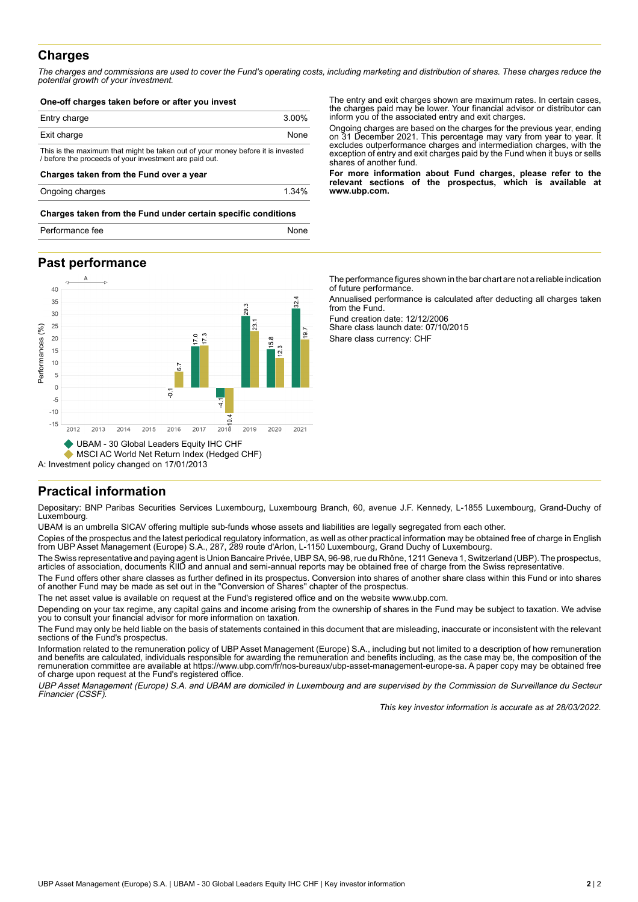## Charges

*The charges and commissions are used to cover the Fund's operating costs, including marketing and distribution of shares. These charges reduce the potential growth of your investment.*

| One-off charges taken before or after you invest | |
|---|---|
| Entry charge | 3.00% |
| Exit charge | None |

This is the maximum that might be taken out of your money before it is invested / before the proceeds of your investment are paid out.

| Charges taken from the Fund over a year | |
|---|---|
| Ongoing charges | 1.34% |

| Charges taken from the Fund under certain specific conditions | |
|---|---|
| Performance fee | None |

The entry and exit charges shown are maximum rates. In certain cases, the charges paid may be lower. Your financial advisor or distributor can inform you of the associated entry and exit charges.

Ongoing charges are based on the charges for the previous year, ending on 31 December 2021. This percentage may vary from year to year. It excludes outperformance charges and intermediation charges, with the exception of entry and exit charges paid by the Fund when it buys or sells shares of another fund.

**For more information about Fund charges, please refer to the relevant sections of the prospectus, which is available at www.ubp.com.**

## Past performance

A

Performances (%)

40
35
30
25
20
15
10
5
0
-5
-10
-15

2012 2013 2014 2015 2016 2017 2018 2019 2020 2021

-0.1
6.7
17.0
17.3
-4.1
-10.4
29.3
23.1
15.8
12.3
32.4
19.7

UBAM - 30 Global Leaders Equity IHC CHF
MSCI AC World Net Return Index (Hedged CHF)

A: Investment policy changed on 17/01/2013

The performance figures shown in the bar chart are not a reliable indication of future performance.

Annualised performance is calculated after deducting all charges taken from the Fund.

Fund creation date: 12/12/2006
Share class launch date: 07/10/2015
Share class currency: CHF

## Practical information

Depositary: BNP Paribas Securities Services Luxembourg, Luxembourg Branch, 60, avenue J.F. Kennedy, L-1855 Luxembourg, Grand-Duchy of Luxembourg.

UBAM is an umbrella SICAV offering multiple sub-funds whose assets and liabilities are legally segregated from each other.

Copies of the prospectus and the latest periodical regulatory information, as well as other practical information may be obtained free of charge in English from UBP Asset Management (Europe) S.A., 287, 289 route d'Arlon, L-1150 Luxembourg, Grand Duchy of Luxembourg.

The Swiss representative and paying agent is Union Bancaire Privée, UBP SA, 96-98, rue du Rhône, 1211 Geneva 1, Switzerland (UBP). The prospectus, articles of association, documents KIID and annual and semi-annual reports may be obtained free of charge from the Swiss representative.

The Fund offers other share classes as further defined in its prospectus. Conversion into shares of another share class within this Fund or into shares of another Fund may be made as set out in the "Conversion of Shares" chapter of the prospectus.

The net asset value is available on request at the Fund's registered office and on the website www.ubp.com.

Depending on your tax regime, any capital gains and income arising from the ownership of shares in the Fund may be subject to taxation. We advise you to consult your financial advisor for more information on taxation.

The Fund may only be held liable on the basis of statements contained in this document that are misleading, inaccurate or inconsistent with the relevant sections of the Fund's prospectus.

Information related to the remuneration policy of UBP Asset Management (Europe) S.A., including but not limited to a description of how remuneration and benefits are calculated, individuals responsible for awarding the remuneration and benefits including, as the case may be, the composition of the remuneration committee are available at https://www.ubp.com/fr/nos-bureaux/ubp-asset-management-europe-sa. A paper copy may be obtained free of charge upon request at the Fund's registered office.

*UBP Asset Management (Europe) S.A. and UBAM are domiciled in Luxembourg and are supervised by the Commission de Surveillance du Secteur Financier (CSSF).*

*This key investor information is accurate as at 28/03/2022.*